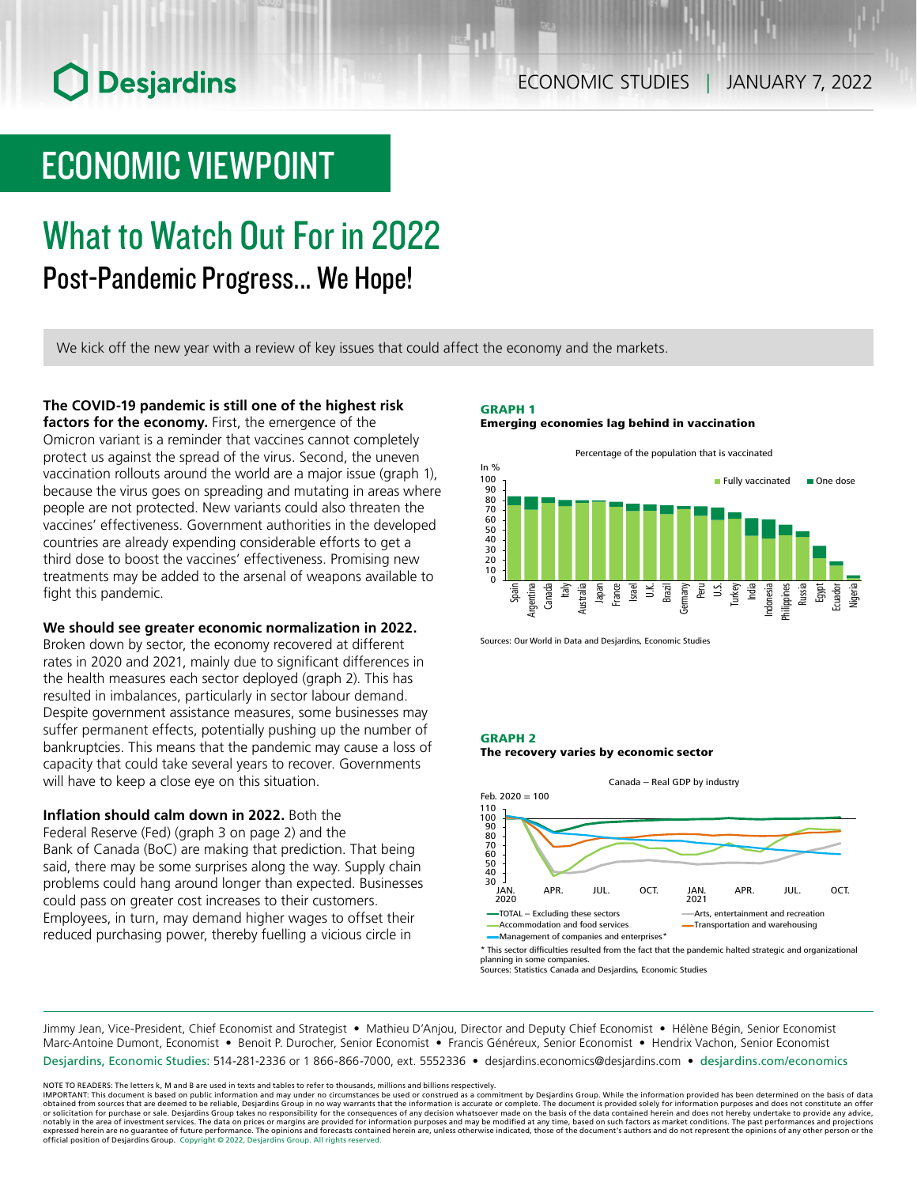ECONOMIC STUDIES | JANUARY 7, 2022

# ECONOMIC VIEWPOINT

## What to Watch Out For in 2022

### Post-Pandemic Progress… We Hope!

We kick off the new year with a review of key issues that could affect the economy and the markets.

**The COVID-19 pandemic is still one of the highest risk factors for the economy.** First, the emergence of the Omicron variant is a reminder that vaccines cannot completely protect us against the spread of the virus. Second, the uneven vaccination rollouts around the world are a major issue (graph 1), because the virus goes on spreading and mutating in areas where people are not protected. New variants could also threaten the vaccines' effectiveness. Government authorities in the developed countries are already expending considerable efforts to get a third dose to boost the vaccines' effectiveness. Promising new treatments may be added to the arsenal of weapons available to fight this pandemic.

**We should see greater economic normalization in 2022.** Broken down by sector, the economy recovered at different rates in 2020 and 2021, mainly due to significant differences in the health measures each sector deployed (graph 2). This has resulted in imbalances, particularly in sector labour demand. Despite government assistance measures, some businesses may suffer permanent effects, potentially pushing up the number of bankruptcies. This means that the pandemic may cause a loss of capacity that could take several years to recover. Governments will have to keep a close eye on this situation.

**Inflation should calm down in 2022.** Both the Federal Reserve (Fed) (graph 3 on page 2) and the Bank of Canada (BoC) are making that prediction. That being said, there may be some surprises along the way. Supply chain problems could hang around longer than expected. Businesses could pass on greater cost increases to their customers. Employees, in turn, may demand higher wages to offset their reduced purchasing power, thereby fuelling a vicious circle in

**GRAPH 1**
**Emerging economies lag behind in vaccination**

Percentage of the population that is vaccinated

In %; Fully vaccinated; One dose

Spain, Argentina, Canada, Italy, Australia, Japan, France, Israel, U.K., Brazil, Germany, Peru, U.S., Turkey, India, Indonesia, Philippines, Russia, Egypt, Ecuador, Nigeria

Sources: Our World in Data and Desjardins, Economic Studies

**GRAPH 2**
**The recovery varies by economic sector**

Canada – Real GDP by industry

Feb. 2020 = 100

TOTAL – Excluding these sectors; Arts, entertainment and recreation; Accommodation and food services; Transportation and warehousing; Management of companies and enterprises*

\* This sector difficulties resulted from the fact that the pandemic halted strategic and organizational planning in some companies.
Sources: Statistics Canada and Desjardins, Economic Studies

Jimmy Jean, Vice-President, Chief Economist and Strategist • Mathieu D'Anjou, Director and Deputy Chief Economist • Hélène Bégin, Senior Economist
Marc-Antoine Dumont, Economist • Benoit P. Durocher, Senior Economist • Francis Généreux, Senior Economist • Hendrix Vachon, Senior Economist
Desjardins, Economic Studies: 514-281-2336 or 1 866-866-7000, ext. 5552336 • desjardins.economics@desjardins.com • desjardins.com/economics

NOTE TO READERS: The letters k, M and B are used in texts and tables to refer to thousands, millions and billions respectively.
IMPORTANT: This document is based on public information and may under no circumstances be used or construed as a commitment by Desjardins Group. While the information provided has been determined on the basis of data obtained from sources that are deemed to be reliable, Desjardins Group in no way warrants that the information is accurate or complete. The document is provided solely for information purposes and does not constitute an offer or solicitation for purchase or sale. Desjardins Group takes no responsibility for the consequences of any decision whatsoever made on the basis of the data contained herein and does not hereby undertake to provide any advice, notably in the area of investment services. The data on prices or margins are provided for information purposes and may be modified at any time, based on such factors as market conditions. The past performances and projections expressed herein are no guarantee of future performance. The opinions and forecasts contained herein are, unless otherwise indicated, those of the document's authors and do not represent the opinions of any other person or the official position of Desjardins Group. Copyright © 2022, Desjardins Group. All rights reserved.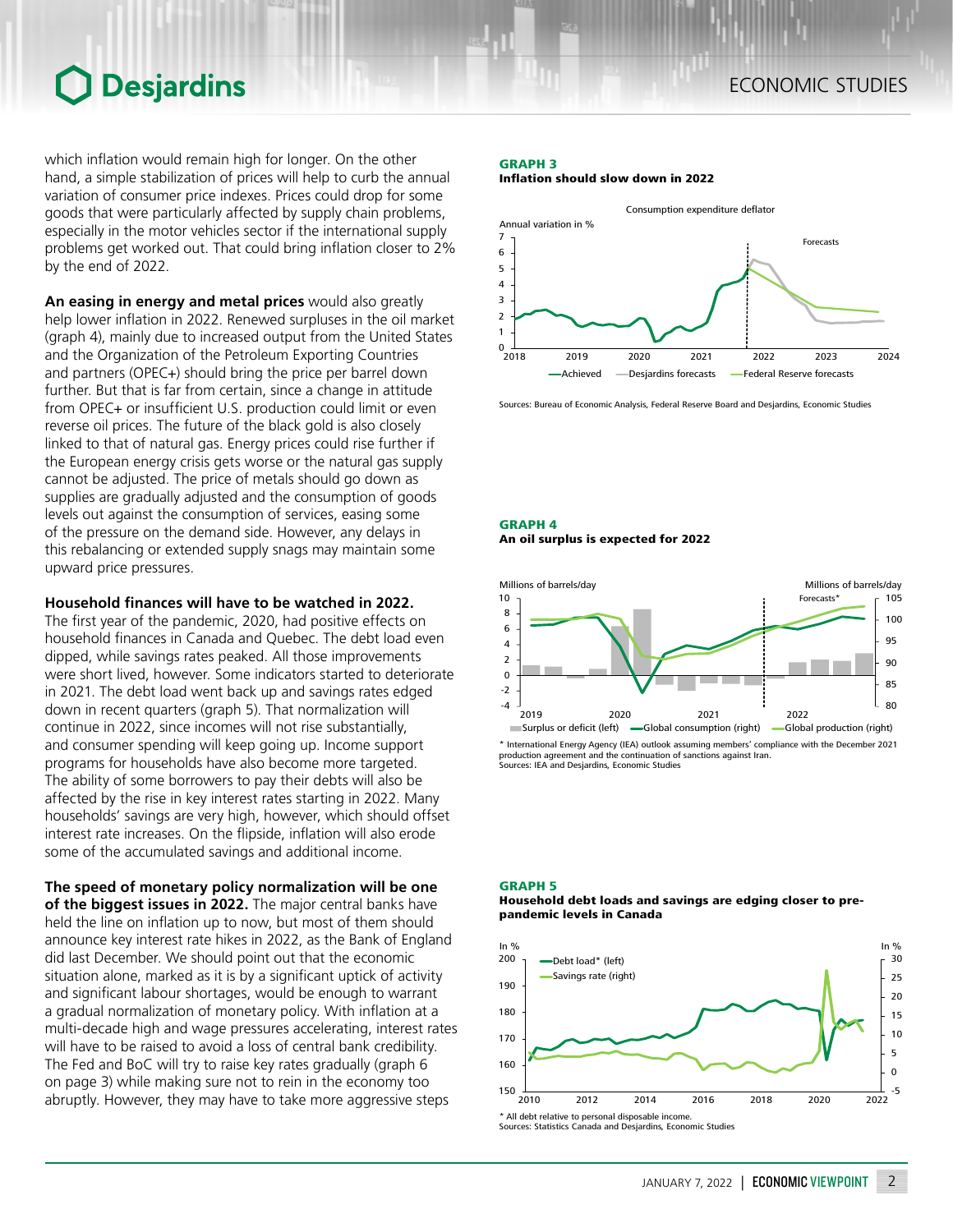which inflation would remain high for longer. On the other hand, a simple stabilization of prices will help to curb the annual variation of consumer price indexes. Prices could drop for some goods that were particularly affected by supply chain problems, especially in the motor vehicles sector if the international supply problems get worked out. That could bring inflation closer to 2% by the end of 2022.

**An easing in energy and metal prices** would also greatly help lower inflation in 2022. Renewed surpluses in the oil market (graph 4), mainly due to increased output from the United States and the Organization of the Petroleum Exporting Countries and partners (OPEC+) should bring the price per barrel down further. But that is far from certain, since a change in attitude from OPEC+ or insufficient U.S. production could limit or even reverse oil prices. The future of the black gold is also closely linked to that of natural gas. Energy prices could rise further if the European energy crisis gets worse or the natural gas supply cannot be adjusted. The price of metals should go down as supplies are gradually adjusted and the consumption of goods levels out against the consumption of services, easing some of the pressure on the demand side. However, any delays in this rebalancing or extended supply snags may maintain some upward price pressures.

**Household finances will have to be watched in 2022.** The first year of the pandemic, 2020, had positive effects on household finances in Canada and Quebec. The debt load even dipped, while savings rates peaked. All those improvements were short lived, however. Some indicators started to deteriorate in 2021. The debt load went back up and savings rates edged down in recent quarters (graph 5). That normalization will continue in 2022, since incomes will not rise substantially, and consumer spending will keep going up. Income support programs for households have also become more targeted. The ability of some borrowers to pay their debts will also be affected by the rise in key interest rates starting in 2022. Many households' savings are very high, however, which should offset interest rate increases. On the flipside, inflation will also erode some of the accumulated savings and additional income.

**The speed of monetary policy normalization will be one of the biggest issues in 2022.** The major central banks have held the line on inflation up to now, but most of them should announce key interest rate hikes in 2022, as the Bank of England did last December. We should point out that the economic situation alone, marked as it is by a significant uptick of activity and significant labour shortages, would be enough to warrant a gradual normalization of monetary policy. With inflation at a multi-decade high and wage pressures accelerating, interest rates will have to be raised to avoid a loss of central bank credibility. The Fed and BoC will try to raise key rates gradually (graph 6 on page 3) while making sure not to rein in the economy too abruptly. However, they may take more aggressive steps

**GRAPH 3**
**Inflation should slow down in 2022**

Consumption expenditure deflator — Annual variation in % — Achieved; Desjardins forecasts; Federal Reserve forecasts

Sources: Bureau of Economic Analysis, Federal Reserve Board and Desjardins, Economic Studies

**GRAPH 4**
**An oil surplus is expected for 2022**

Millions of barrels/day — Surplus or deficit (left); Global consumption (right); Global production (right); Forecasts*

\* International Energy Agency (IEA) outlook assuming members' compliance with the December 2021 production agreement and the continuation of sanctions against Iran.
Sources: IEA and Desjardins, Economic Studies

**GRAPH 5**
**Household debt loads and savings are edging closer to pre-pandemic levels in Canada**

In % — Debt load* (left); Savings rate (right)

\* All debt relative to personal disposable income.
Sources: Statistics Canada and Desjardins, Economic Studies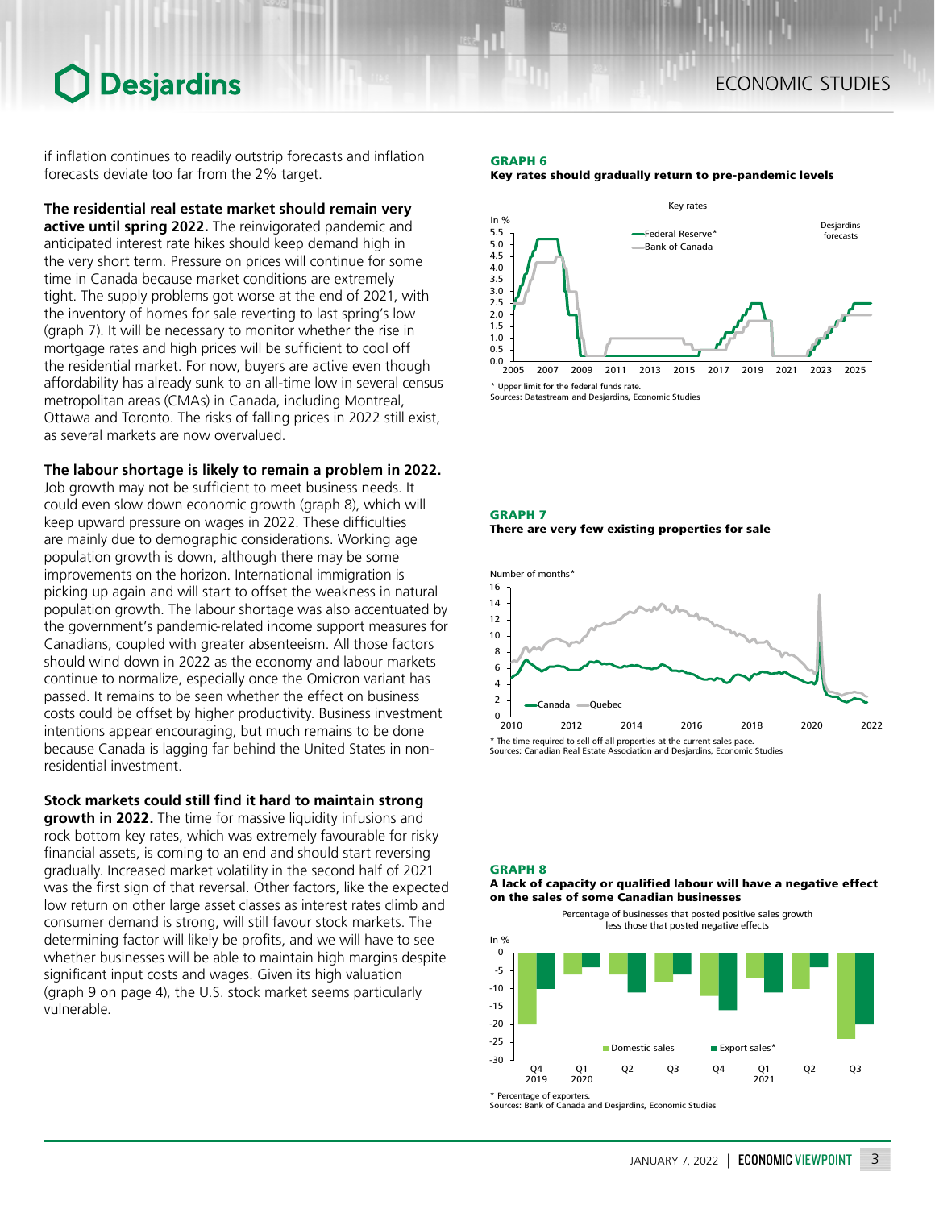if inflation continues to readily outstrip forecasts and inflation forecasts deviate too far from the 2% target.

**The residential real estate market should remain very active until spring 2022.** The reinvigorated pandemic and anticipated interest rate hikes should keep demand high in the very short term. Pressure on prices will continue for some time in Canada because market conditions are extremely tight. The supply problems got worse at the end of 2021, with the inventory of homes for sale reverting to last spring's low (graph 7). It will be necessary to monitor whether the rise in mortgage rates and high prices will be sufficient to cool off the residential market. For now, buyers are active even though affordability has already sunk to an all-time low in several census metropolitan areas (CMAs) in Canada, including Montreal, Ottawa and Toronto. The risks of falling prices in 2022 still exist, as several markets are now overvalued.

**The labour shortage is likely to remain a problem in 2022.** Job growth may not be sufficient to meet business needs. It could even slow down economic growth (graph 8), which will keep upward pressure on wages in 2022. These difficulties are mainly due to demographic considerations. Working age population growth is down, although there may be some improvements on the horizon. International immigration is picking up again and will start to offset the weakness in natural population growth. The labour shortage was also accentuated by the government's pandemic-related income support measures for Canadians, coupled with greater absenteeism. All those factors should wind down in 2022 as the economy and labour markets continue to normalize, especially once the Omicron variant has passed. It remains to be seen whether the effect on business costs could be offset by higher productivity. Business investment intentions appear encouraging, but much remains to be done because Canada is lagging far behind the United States in non-residential investment.

**Stock markets could still find it hard to maintain strong growth in 2022.** The time for massive liquidity infusions and rock bottom key rates, which was extremely favourable for risky financial assets, is coming to an end and should start reversing gradually. Increased market volatility in the second half of 2021 was the first sign of that reversal. Other factors, like the expected low return on other large asset classes as interest rates climb and consumer demand is strong, will still favour stock markets. The determining factor will likely be profits, and we will have to see whether businesses will be able to maintain high margins despite significant input costs and wages. Given its high valuation (graph 9 on page 4), the U.S. stock market seems particularly vulnerable.

**GRAPH 6**
**Key rates should gradually return to pre-pandemic levels**

Key rates

\* Upper limit for the federal funds rate.
Sources: Datastream and Desjardins, Economic Studies

**GRAPH 7**
**There are very few existing properties for sale**

Number of months\*

\* The time required to sell off all properties at the current sales pace.
Sources: Canadian Real Estate Association and Desjardins, Economic Studies

**GRAPH 8**
**A lack of capacity or qualified labour will have a negative effect on the sales of some Canadian businesses**

Percentage of businesses that posted positive sales growth less those that posted negative effects

\* Percentage of exporters.
Sources: Bank of Canada and Desjardins, Economic Studies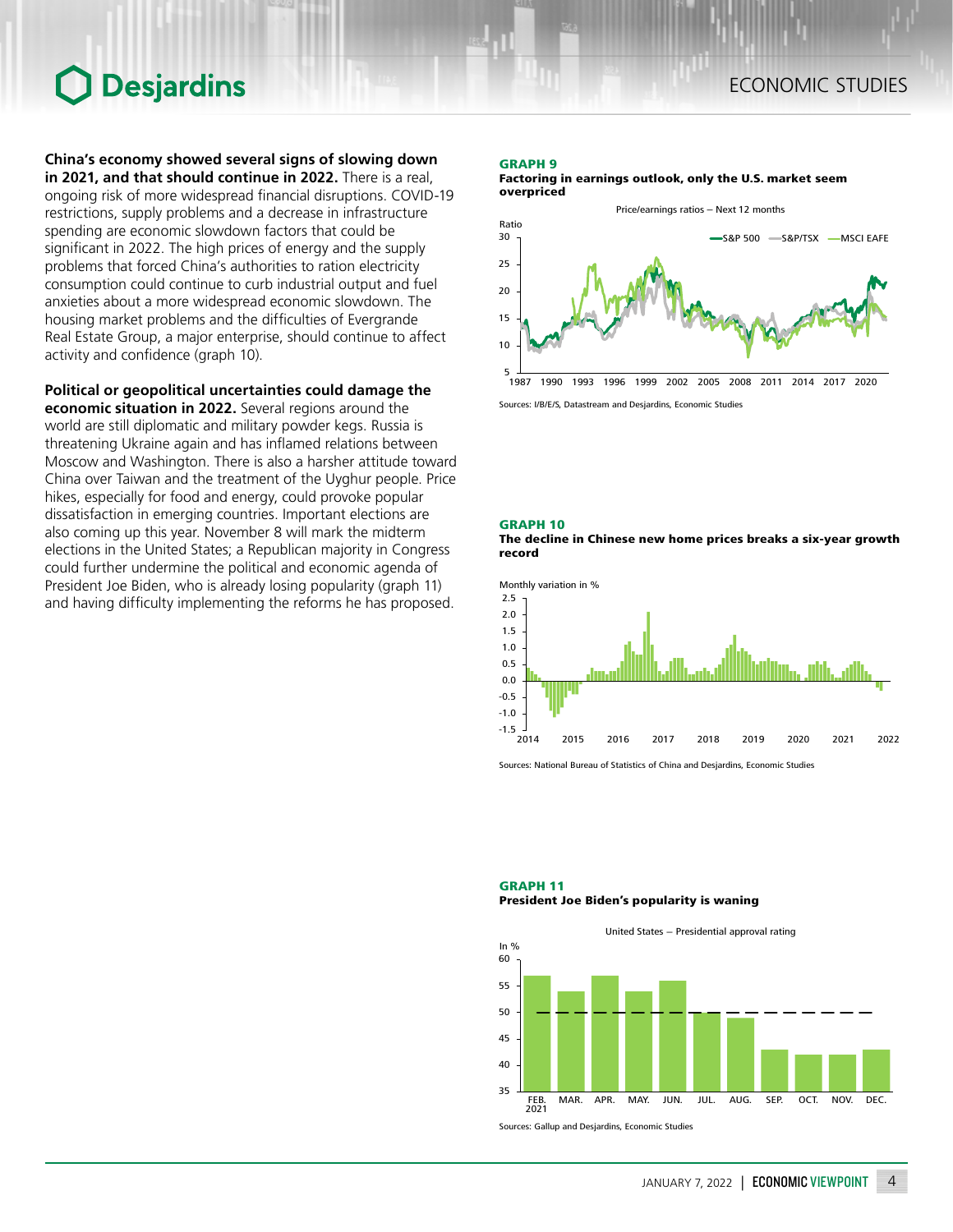**China's economy showed several signs of slowing down in 2021, and that should continue in 2022.** There is a real, ongoing risk of more widespread financial disruptions. COVID-19 restrictions, supply problems and a decrease in infrastructure spending are economic slowdown factors that could be significant in 2022. The high prices of energy and the supply problems that forced China's authorities to ration electricity consumption could continue to curb industrial output and fuel anxieties about a more widespread economic slowdown. The housing market problems and the difficulties of Evergrande Real Estate Group, a major enterprise, should continue to affect activity and confidence (graph 10).

**Political or geopolitical uncertainties could damage the economic situation in 2022.** Several regions around the world are still diplomatic and military powder kegs. Russia is threatening Ukraine again and has inflamed relations between Moscow and Washington. There is also a harsher attitude toward China over Taiwan and the treatment of the Uyghur people. Price hikes, especially for food and energy, could provoke popular dissatisfaction in emerging countries. Important elections are also coming up this year. November 8 will mark the midterm elections in the United States; a Republican majority in Congress could further undermine the political and economic agenda of President Joe Biden, who is already losing popularity (graph 11) and having difficulty implementing the reforms he has proposed.

**GRAPH 9**
**Factoring in earnings outlook, only the U.S. market seem overpriced**

Price/earnings ratios – Next 12 months

Ratio
30
25
20
15
10
5

S&P 500 S&P/TSX MSCI EAFE

1987 1990 1993 1996 1999 2002 2005 2008 2011 2014 2017 2020

Sources: I/B/E/S, Datastream and Desjardins, Economic Studies

**GRAPH 10**
**The decline in Chinese new home prices breaks a six-year growth record**

Monthly variation in %
2.5
2.0
1.5
1.0
0.5
0.0
-0.5
-1.0
-1.5

2014 2015 2016 2017 2018 2019 2020 2021 2022

Sources: National Bureau of Statistics of China and Desjardins, Economic Studies

**GRAPH 11**
**President Joe Biden's popularity is waning**

United States – Presidential approval rating

In %
60
55
50
45
40
35

FEB. 2021 MAR. APR. MAY. JUN. JUL. AUG. SEP. OCT. NOV. DEC.

Sources: Gallup and Desjardins, Economic Studies